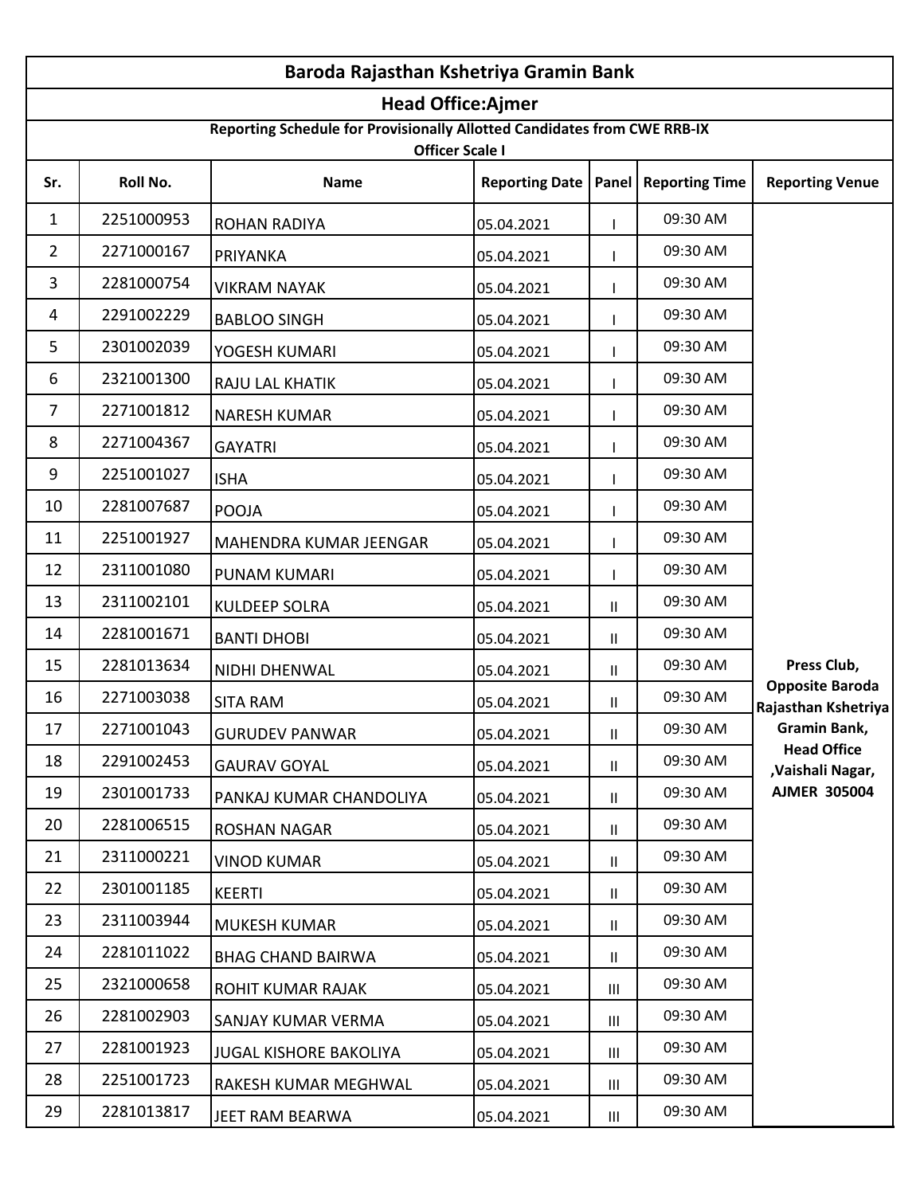# Baroda Rajasthan Kshetriya Gramin Bank

## Head Office:Ajmer

### Reporting Schedule for Provisionally Allotted Candidates from CWE RRB-IX Officer Scale I

| Sr. | Roll No. | Name | Reporting Date | Panel | Reporting Time | Reporting Venue |
|---|---|---|---|---|---|---|
| 1 | 2251000953 | ROHAN RADIYA | 05.04.2021 | I | 09:30 AM | Press Club, Opposite Baroda Rajasthan Kshetriya Gramin Bank, Head Office ,Vaishali Nagar, AJMER 305004 |
| 2 | 2271000167 | PRIYANKA | 05.04.2021 | I | 09:30 AM | |
| 3 | 2281000754 | VIKRAM NAYAK | 05.04.2021 | I | 09:30 AM | |
| 4 | 2291002229 | BABLOO SINGH | 05.04.2021 | I | 09:30 AM | |
| 5 | 2301002039 | YOGESH KUMARI | 05.04.2021 | I | 09:30 AM | |
| 6 | 2321001300 | RAJU LAL KHATIK | 05.04.2021 | I | 09:30 AM | |
| 7 | 2271001812 | NARESH KUMAR | 05.04.2021 | I | 09:30 AM | |
| 8 | 2271004367 | GAYATRI | 05.04.2021 | I | 09:30 AM | |
| 9 | 2251001027 | ISHA | 05.04.2021 | I | 09:30 AM | |
| 10 | 2281007687 | POOJA | 05.04.2021 | I | 09:30 AM | |
| 11 | 2251001927 | MAHENDRA KUMAR JEENGAR | 05.04.2021 | I | 09:30 AM | |
| 12 | 2311001080 | PUNAM KUMARI | 05.04.2021 | I | 09:30 AM | |
| 13 | 2311002101 | KULDEEP SOLRA | 05.04.2021 | II | 09:30 AM | |
| 14 | 2281001671 | BANTI DHOBI | 05.04.2021 | II | 09:30 AM | |
| 15 | 2281013634 | NIDHI DHENWAL | 05.04.2021 | II | 09:30 AM | |
| 16 | 2271003038 | SITA RAM | 05.04.2021 | II | 09:30 AM | |
| 17 | 2271001043 | GURUDEV PANWAR | 05.04.2021 | II | 09:30 AM | |
| 18 | 2291002453 | GAURAV GOYAL | 05.04.2021 | II | 09:30 AM | |
| 19 | 2301001733 | PANKAJ KUMAR CHANDOLIYA | 05.04.2021 | II | 09:30 AM | |
| 20 | 2281006515 | ROSHAN NAGAR | 05.04.2021 | II | 09:30 AM | |
| 21 | 2311000221 | VINOD KUMAR | 05.04.2021 | II | 09:30 AM | |
| 22 | 2301001185 | KEERTI | 05.04.2021 | II | 09:30 AM | |
| 23 | 2311003944 | MUKESH KUMAR | 05.04.2021 | II | 09:30 AM | |
| 24 | 2281011022 | BHAG CHAND BAIRWA | 05.04.2021 | II | 09:30 AM | |
| 25 | 2321000658 | ROHIT KUMAR RAJAK | 05.04.2021 | III | 09:30 AM | |
| 26 | 2281002903 | SANJAY KUMAR VERMA | 05.04.2021 | III | 09:30 AM | |
| 27 | 2281001923 | JUGAL KISHORE BAKOLIYA | 05.04.2021 | III | 09:30 AM | |
| 28 | 2251001723 | RAKESH KUMAR MEGHWAL | 05.04.2021 | III | 09:30 AM | |
| 29 | 2281013817 | JEET RAM BEARWA | 05.04.2021 | III | 09:30 AM | |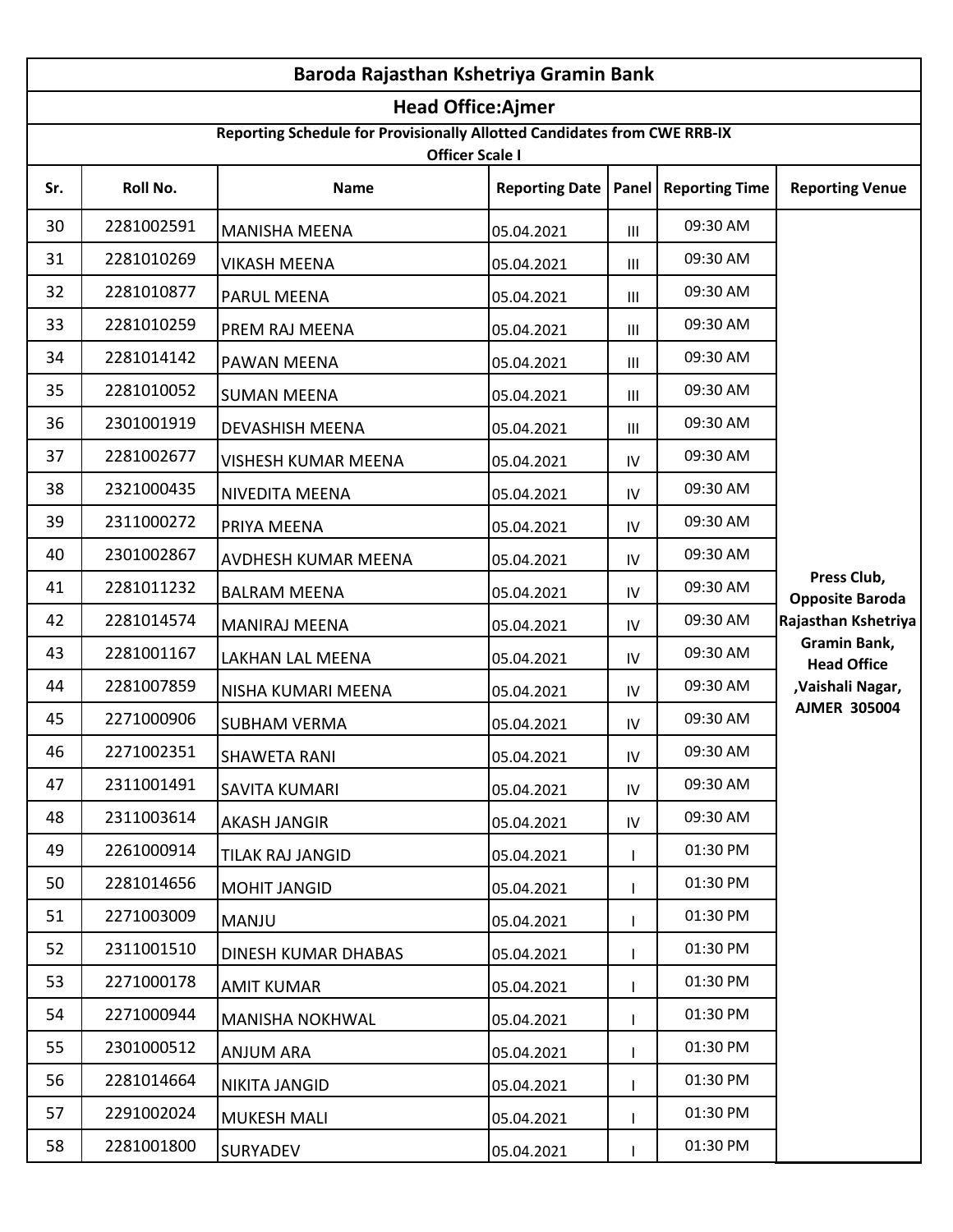# Baroda Rajasthan Kshetriya Gramin Bank

## Head Office:Ajmer

### Reporting Schedule for Provisionally Allotted Candidates from CWE RRB-IX
### Officer Scale I

| Sr. | Roll No. | Name | Reporting Date | Panel | Reporting Time | Reporting Venue |
|---|---|---|---|---|---|---|
| 30 | 2281002591 | MANISHA MEENA | 05.04.2021 | III | 09:30 AM | Press Club, Opposite Baroda Rajasthan Kshetriya Gramin Bank, Head Office ,Vaishali Nagar, AJMER 305004 |
| 31 | 2281010269 | VIKASH MEENA | 05.04.2021 | III | 09:30 AM | |
| 32 | 2281010877 | PARUL MEENA | 05.04.2021 | III | 09:30 AM | |
| 33 | 2281010259 | PREM RAJ MEENA | 05.04.2021 | III | 09:30 AM | |
| 34 | 2281014142 | PAWAN MEENA | 05.04.2021 | III | 09:30 AM | |
| 35 | 2281010052 | SUMAN MEENA | 05.04.2021 | III | 09:30 AM | |
| 36 | 2301001919 | DEVASHISH MEENA | 05.04.2021 | III | 09:30 AM | |
| 37 | 2281002677 | VISHESH KUMAR MEENA | 05.04.2021 | IV | 09:30 AM | |
| 38 | 2321000435 | NIVEDITA MEENA | 05.04.2021 | IV | 09:30 AM | |
| 39 | 2311000272 | PRIYA MEENA | 05.04.2021 | IV | 09:30 AM | |
| 40 | 2301002867 | AVDHESH KUMAR MEENA | 05.04.2021 | IV | 09:30 AM | |
| 41 | 2281011232 | BALRAM MEENA | 05.04.2021 | IV | 09:30 AM | |
| 42 | 2281014574 | MANIRAJ MEENA | 05.04.2021 | IV | 09:30 AM | |
| 43 | 2281001167 | LAKHAN LAL MEENA | 05.04.2021 | IV | 09:30 AM | |
| 44 | 2281007859 | NISHA KUMARI MEENA | 05.04.2021 | IV | 09:30 AM | |
| 45 | 2271000906 | SUBHAM VERMA | 05.04.2021 | IV | 09:30 AM | |
| 46 | 2271002351 | SHAWETA RANI | 05.04.2021 | IV | 09:30 AM | |
| 47 | 2311001491 | SAVITA KUMARI | 05.04.2021 | IV | 09:30 AM | |
| 48 | 2311003614 | AKASH JANGIR | 05.04.2021 | IV | 09:30 AM | |
| 49 | 2261000914 | TILAK RAJ JANGID | 05.04.2021 | I | 01:30 PM | |
| 50 | 2281014656 | MOHIT JANGID | 05.04.2021 | I | 01:30 PM | |
| 51 | 2271003009 | MANJU | 05.04.2021 | I | 01:30 PM | |
| 52 | 2311001510 | DINESH KUMAR DHABAS | 05.04.2021 | I | 01:30 PM | |
| 53 | 2271000178 | AMIT KUMAR | 05.04.2021 | I | 01:30 PM | |
| 54 | 2271000944 | MANISHA NOKHWAL | 05.04.2021 | I | 01:30 PM | |
| 55 | 2301000512 | ANJUM ARA | 05.04.2021 | I | 01:30 PM | |
| 56 | 2281014664 | NIKITA JANGID | 05.04.2021 | I | 01:30 PM | |
| 57 | 2291002024 | MUKESH MALI | 05.04.2021 | I | 01:30 PM | |
| 58 | 2281001800 | SURYADEV | 05.04.2021 | I | 01:30 PM | |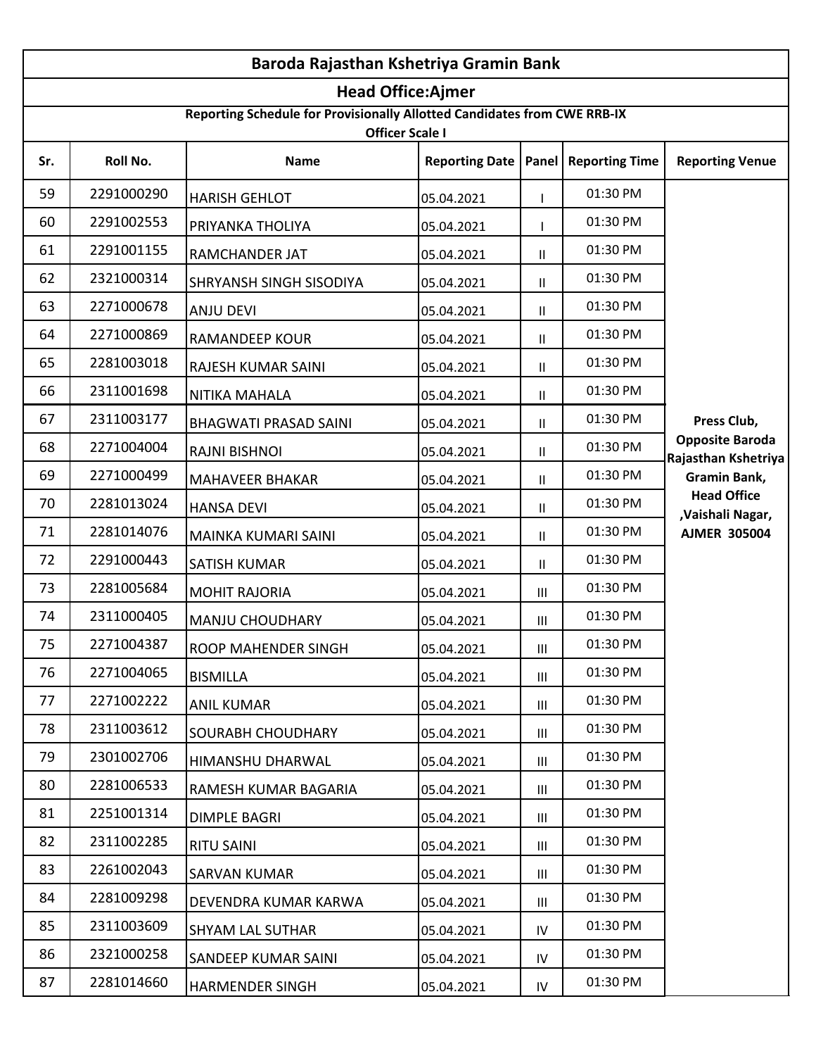# Baroda Rajasthan Kshetriya Gramin Bank

## Head Office:Ajmer

### Reporting Schedule for Provisionally Allotted Candidates from CWE RRB-IX

**Officer Scale I**

| Sr. | Roll No. | Name | Reporting Date | Panel | Reporting Time | Reporting Venue |
|---|---|---|---|---|---|---|
| 59 | 2291000290 | HARISH GEHLOT | 05.04.2021 | I | 01:30 PM | Press Club, Opposite Baroda Rajasthan Kshetriya Gramin Bank, Head Office ,Vaishali Nagar, AJMER 305004 |
| 60 | 2291002553 | PRIYANKA THOLIYA | 05.04.2021 | I | 01:30 PM | |
| 61 | 2291001155 | RAMCHANDER JAT | 05.04.2021 | II | 01:30 PM | |
| 62 | 2321000314 | SHRYANSH SINGH SISODIYA | 05.04.2021 | II | 01:30 PM | |
| 63 | 2271000678 | ANJU DEVI | 05.04.2021 | II | 01:30 PM | |
| 64 | 2271000869 | RAMANDEEP KOUR | 05.04.2021 | II | 01:30 PM | |
| 65 | 2281003018 | RAJESH KUMAR SAINI | 05.04.2021 | II | 01:30 PM | |
| 66 | 2311001698 | NITIKA MAHALA | 05.04.2021 | II | 01:30 PM | |
| 67 | 2311003177 | BHAGWATI PRASAD SAINI | 05.04.2021 | II | 01:30 PM | |
| 68 | 2271004004 | RAJNI BISHNOI | 05.04.2021 | II | 01:30 PM | |
| 69 | 2271000499 | MAHAVEER BHAKAR | 05.04.2021 | II | 01:30 PM | |
| 70 | 2281013024 | HANSA DEVI | 05.04.2021 | II | 01:30 PM | |
| 71 | 2281014076 | MAINKA KUMARI SAINI | 05.04.2021 | II | 01:30 PM | |
| 72 | 2291000443 | SATISH KUMAR | 05.04.2021 | II | 01:30 PM | |
| 73 | 2281005684 | MOHIT RAJORIA | 05.04.2021 | III | 01:30 PM | |
| 74 | 2311000405 | MANJU CHOUDHARY | 05.04.2021 | III | 01:30 PM | |
| 75 | 2271004387 | ROOP MAHENDER SINGH | 05.04.2021 | III | 01:30 PM | |
| 76 | 2271004065 | BISMILLA | 05.04.2021 | III | 01:30 PM | |
| 77 | 2271002222 | ANIL KUMAR | 05.04.2021 | III | 01:30 PM | |
| 78 | 2311003612 | SOURABH CHOUDHARY | 05.04.2021 | III | 01:30 PM | |
| 79 | 2301002706 | HIMANSHU DHARWAL | 05.04.2021 | III | 01:30 PM | |
| 80 | 2281006533 | RAMESH KUMAR BAGARIA | 05.04.2021 | III | 01:30 PM | |
| 81 | 2251001314 | DIMPLE BAGRI | 05.04.2021 | III | 01:30 PM | |
| 82 | 2311002285 | RITU SAINI | 05.04.2021 | III | 01:30 PM | |
| 83 | 2261002043 | SARVAN KUMAR | 05.04.2021 | III | 01:30 PM | |
| 84 | 2281009298 | DEVENDRA KUMAR KARWA | 05.04.2021 | III | 01:30 PM | |
| 85 | 2311003609 | SHYAM LAL SUTHAR | 05.04.2021 | IV | 01:30 PM | |
| 86 | 2321000258 | SANDEEP KUMAR SAINI | 05.04.2021 | IV | 01:30 PM | |
| 87 | 2281014660 | HARMENDER SINGH | 05.04.2021 | IV | 01:30 PM | |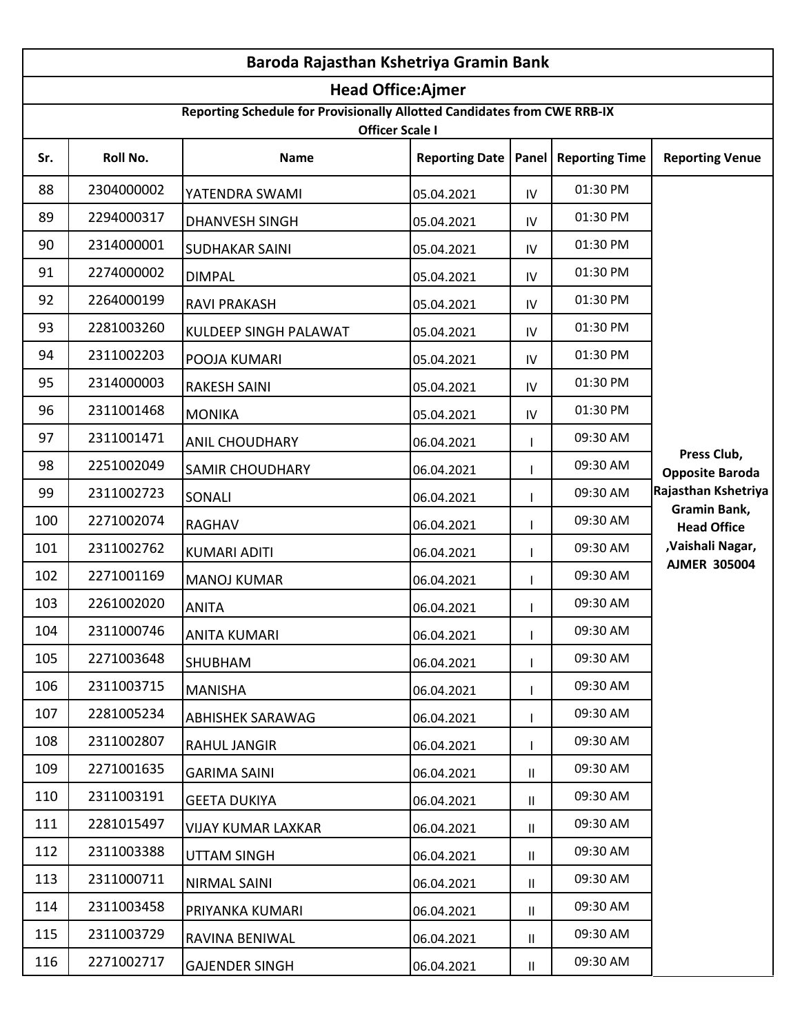| Baroda Rajasthan Kshetriya Gramin Bank | | | | | | |
|---|---|---|---|---|---|---|
| **Head Office:Ajmer** | | | | | | |
| **Reporting Schedule for Provisionally Allotted Candidates from CWE RRB-IX Officer Scale I** | | | | | | |
| **Sr.** | **Roll No.** | **Name** | **Reporting Date** | **Panel** | **Reporting Time** | **Reporting Venue** |
| 88 | 2304000002 | YATENDRA SWAMI | 05.04.2021 | IV | 01:30 PM | Press Club, Opposite Baroda Rajasthan Kshetriya Gramin Bank, Head Office ,Vaishali Nagar, AJMER 305004 |
| 89 | 2294000317 | DHANVESH SINGH | 05.04.2021 | IV | 01:30 PM | |
| 90 | 2314000001 | SUDHAKAR SAINI | 05.04.2021 | IV | 01:30 PM | |
| 91 | 2274000002 | DIMPAL | 05.04.2021 | IV | 01:30 PM | |
| 92 | 2264000199 | RAVI PRAKASH | 05.04.2021 | IV | 01:30 PM | |
| 93 | 2281003260 | KULDEEP SINGH PALAWAT | 05.04.2021 | IV | 01:30 PM | |
| 94 | 2311002203 | POOJA KUMARI | 05.04.2021 | IV | 01:30 PM | |
| 95 | 2314000003 | RAKESH SAINI | 05.04.2021 | IV | 01:30 PM | |
| 96 | 2311001468 | MONIKA | 05.04.2021 | IV | 01:30 PM | |
| 97 | 2311001471 | ANIL CHOUDHARY | 06.04.2021 | I | 09:30 AM | |
| 98 | 2251002049 | SAMIR CHOUDHARY | 06.04.2021 | I | 09:30 AM | |
| 99 | 2311002723 | SONALI | 06.04.2021 | I | 09:30 AM | |
| 100 | 2271002074 | RAGHAV | 06.04.2021 | I | 09:30 AM | |
| 101 | 2311002762 | KUMARI ADITI | 06.04.2021 | I | 09:30 AM | |
| 102 | 2271001169 | MANOJ KUMAR | 06.04.2021 | I | 09:30 AM | |
| 103 | 2261002020 | ANITA | 06.04.2021 | I | 09:30 AM | |
| 104 | 2311000746 | ANITA KUMARI | 06.04.2021 | I | 09:30 AM | |
| 105 | 2271003648 | SHUBHAM | 06.04.2021 | I | 09:30 AM | |
| 106 | 2311003715 | MANISHA | 06.04.2021 | I | 09:30 AM | |
| 107 | 2281005234 | ABHISHEK SARAWAG | 06.04.2021 | I | 09:30 AM | |
| 108 | 2311002807 | RAHUL JANGIR | 06.04.2021 | I | 09:30 AM | |
| 109 | 2271001635 | GARIMA SAINI | 06.04.2021 | II | 09:30 AM | |
| 110 | 2311003191 | GEETA DUKIYA | 06.04.2021 | II | 09:30 AM | |
| 111 | 2281015497 | VIJAY KUMAR LAXKAR | 06.04.2021 | II | 09:30 AM | |
| 112 | 2311003388 | UTTAM SINGH | 06.04.2021 | II | 09:30 AM | |
| 113 | 2311000711 | NIRMAL SAINI | 06.04.2021 | II | 09:30 AM | |
| 114 | 2311003458 | PRIYANKA KUMARI | 06.04.2021 | II | 09:30 AM | |
| 115 | 2311003729 | RAVINA BENIWAL | 06.04.2021 | II | 09:30 AM | |
| 116 | 2271002717 | GAJENDER SINGH | 06.04.2021 | II | 09:30 AM | |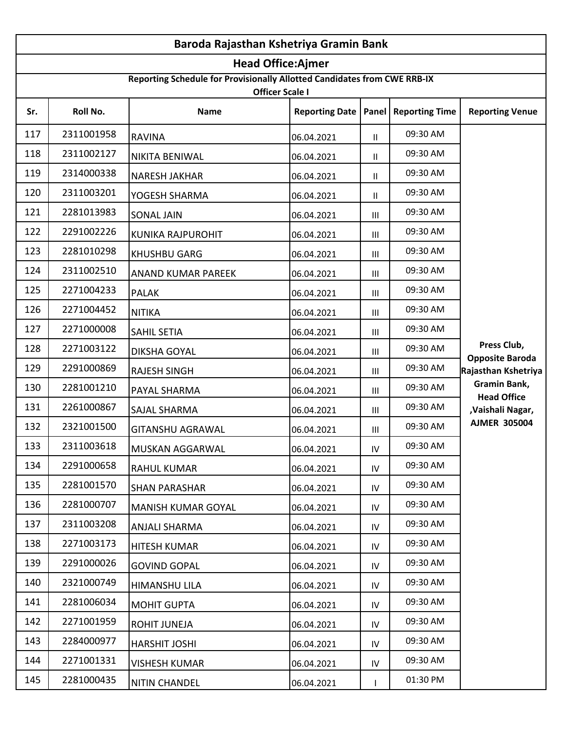| Baroda Rajasthan Kshetriya Gramin Bank | | | | | | |
|---|---|---|---|---|---|---|
| **Head Office:Ajmer** | | | | | | |
| **Reporting Schedule for Provisionally Allotted Candidates from CWE RRB-IX Officer Scale I** | | | | | | |
| **Sr.** | **Roll No.** | **Name** | **Reporting Date** | **Panel** | **Reporting Time** | **Reporting Venue** |
| 117 | 2311001958 | RAVINA | 06.04.2021 | II | 09:30 AM | **Press Club, Opposite Baroda Rajasthan Kshetriya Gramin Bank, Head Office ,Vaishali Nagar, AJMER 305004** |
| 118 | 2311002127 | NIKITA BENIWAL | 06.04.2021 | II | 09:30 AM | |
| 119 | 2314000338 | NARESH JAKHAR | 06.04.2021 | II | 09:30 AM | |
| 120 | 2311003201 | YOGESH SHARMA | 06.04.2021 | II | 09:30 AM | |
| 121 | 2281013983 | SONAL JAIN | 06.04.2021 | III | 09:30 AM | |
| 122 | 2291002226 | KUNIKA RAJPUROHIT | 06.04.2021 | III | 09:30 AM | |
| 123 | 2281010298 | KHUSHBU GARG | 06.04.2021 | III | 09:30 AM | |
| 124 | 2311002510 | ANAND KUMAR PAREEK | 06.04.2021 | III | 09:30 AM | |
| 125 | 2271004233 | PALAK | 06.04.2021 | III | 09:30 AM | |
| 126 | 2271004452 | NITIKA | 06.04.2021 | III | 09:30 AM | |
| 127 | 2271000008 | SAHIL SETIA | 06.04.2021 | III | 09:30 AM | |
| 128 | 2271003122 | DIKSHA GOYAL | 06.04.2021 | III | 09:30 AM | |
| 129 | 2291000869 | RAJESH SINGH | 06.04.2021 | III | 09:30 AM | |
| 130 | 2281001210 | PAYAL SHARMA | 06.04.2021 | III | 09:30 AM | |
| 131 | 2261000867 | SAJAL SHARMA | 06.04.2021 | III | 09:30 AM | |
| 132 | 2321001500 | GITANSHU AGRAWAL | 06.04.2021 | III | 09:30 AM | |
| 133 | 2311003618 | MUSKAN AGGARWAL | 06.04.2021 | IV | 09:30 AM | |
| 134 | 2291000658 | RAHUL KUMAR | 06.04.2021 | IV | 09:30 AM | |
| 135 | 2281001570 | SHAN PARASHAR | 06.04.2021 | IV | 09:30 AM | |
| 136 | 2281000707 | MANISH KUMAR GOYAL | 06.04.2021 | IV | 09:30 AM | |
| 137 | 2311003208 | ANJALI SHARMA | 06.04.2021 | IV | 09:30 AM | |
| 138 | 2271003173 | HITESH KUMAR | 06.04.2021 | IV | 09:30 AM | |
| 139 | 2291000026 | GOVIND GOPAL | 06.04.2021 | IV | 09:30 AM | |
| 140 | 2321000749 | HIMANSHU LILA | 06.04.2021 | IV | 09:30 AM | |
| 141 | 2281006034 | MOHIT GUPTA | 06.04.2021 | IV | 09:30 AM | |
| 142 | 2271001959 | ROHIT JUNEJA | 06.04.2021 | IV | 09:30 AM | |
| 143 | 2284000977 | HARSHIT JOSHI | 06.04.2021 | IV | 09:30 AM | |
| 144 | 2271001331 | VISHESH KUMAR | 06.04.2021 | IV | 09:30 AM | |
| 145 | 2281000435 | NITIN CHANDEL | 06.04.2021 | I | 01:30 PM | |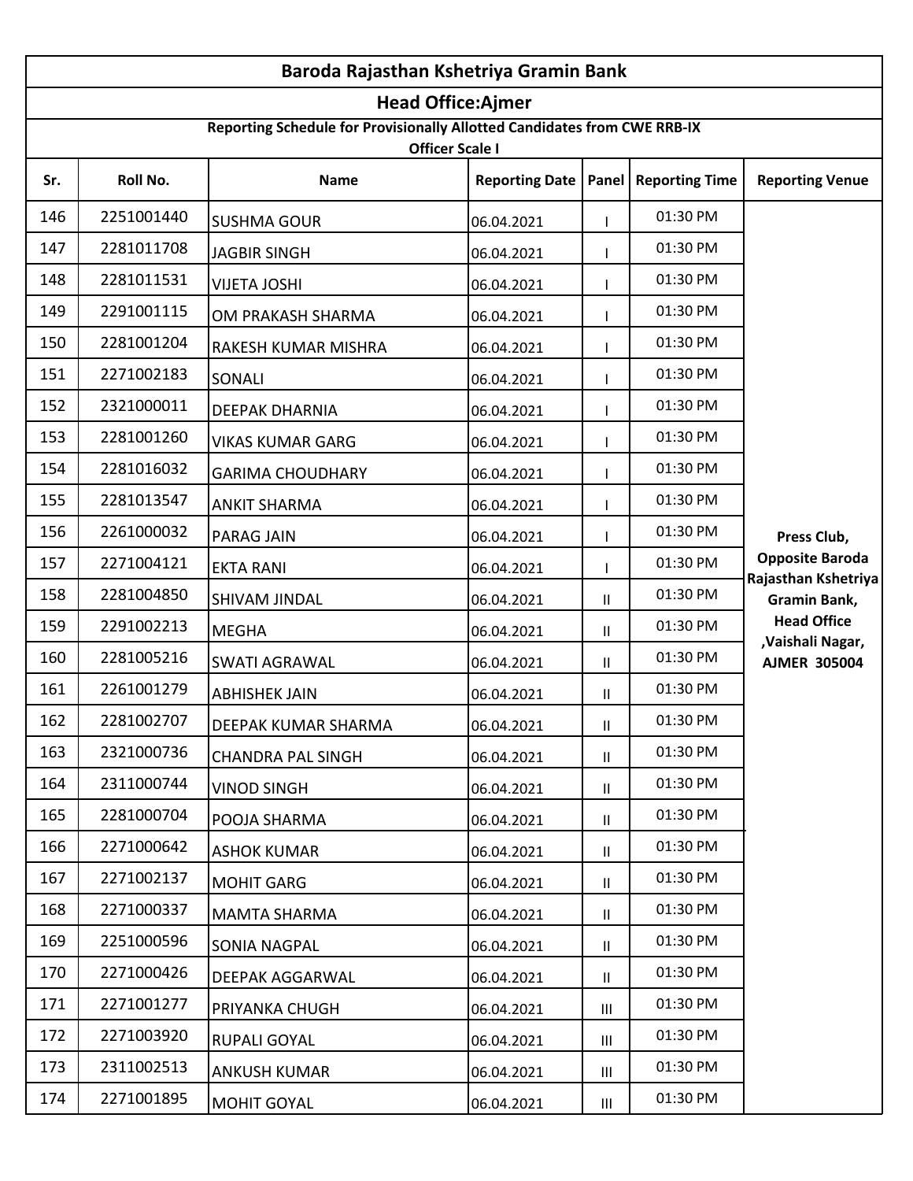| Baroda Rajasthan Kshetriya Gramin Bank | | | | | | |
|---|---|---|---|---|---|---|
| **Head Office:Ajmer** | | | | | | |
| **Reporting Schedule for Provisionally Allotted Candidates from CWE RRB-IX Officer Scale I** | | | | | | |
| **Sr.** | **Roll No.** | **Name** | **Reporting Date** | **Panel** | **Reporting Time** | **Reporting Venue** |
| 146 | 2251001440 | SUSHMA GOUR | 06.04.2021 | I | 01:30 PM | **Press Club, Opposite Baroda Rajasthan Kshetriya Gramin Bank, Head Office ,Vaishali Nagar, AJMER 305004** |
| 147 | 2281011708 | JAGBIR SINGH | 06.04.2021 | I | 01:30 PM | |
| 148 | 2281011531 | VIJETA JOSHI | 06.04.2021 | I | 01:30 PM | |
| 149 | 2291001115 | OM PRAKASH SHARMA | 06.04.2021 | I | 01:30 PM | |
| 150 | 2281001204 | RAKESH KUMAR MISHRA | 06.04.2021 | I | 01:30 PM | |
| 151 | 2271002183 | SONALI | 06.04.2021 | I | 01:30 PM | |
| 152 | 2321000011 | DEEPAK DHARNIA | 06.04.2021 | I | 01:30 PM | |
| 153 | 2281001260 | VIKAS KUMAR GARG | 06.04.2021 | I | 01:30 PM | |
| 154 | 2281016032 | GARIMA CHOUDHARY | 06.04.2021 | I | 01:30 PM | |
| 155 | 2281013547 | ANKIT SHARMA | 06.04.2021 | I | 01:30 PM | |
| 156 | 2261000032 | PARAG JAIN | 06.04.2021 | I | 01:30 PM | |
| 157 | 2271004121 | EKTA RANI | 06.04.2021 | I | 01:30 PM | |
| 158 | 2281004850 | SHIVAM JINDAL | 06.04.2021 | II | 01:30 PM | |
| 159 | 2291002213 | MEGHA | 06.04.2021 | II | 01:30 PM | |
| 160 | 2281005216 | SWATI AGRAWAL | 06.04.2021 | II | 01:30 PM | |
| 161 | 2261001279 | ABHISHEK JAIN | 06.04.2021 | II | 01:30 PM | |
| 162 | 2281002707 | DEEPAK KUMAR SHARMA | 06.04.2021 | II | 01:30 PM | |
| 163 | 2321000736 | CHANDRA PAL SINGH | 06.04.2021 | II | 01:30 PM | |
| 164 | 2311000744 | VINOD SINGH | 06.04.2021 | II | 01:30 PM | |
| 165 | 2281000704 | POOJA SHARMA | 06.04.2021 | II | 01:30 PM | |
| 166 | 2271000642 | ASHOK KUMAR | 06.04.2021 | II | 01:30 PM | |
| 167 | 2271002137 | MOHIT GARG | 06.04.2021 | II | 01:30 PM | |
| 168 | 2271000337 | MAMTA SHARMA | 06.04.2021 | II | 01:30 PM | |
| 169 | 2251000596 | SONIA NAGPAL | 06.04.2021 | II | 01:30 PM | |
| 170 | 2271000426 | DEEPAK AGGARWAL | 06.04.2021 | II | 01:30 PM | |
| 171 | 2271001277 | PRIYANKA CHUGH | 06.04.2021 | III | 01:30 PM | |
| 172 | 2271003920 | RUPALI GOYAL | 06.04.2021 | III | 01:30 PM | |
| 173 | 2311002513 | ANKUSH KUMAR | 06.04.2021 | III | 01:30 PM | |
| 174 | 2271001895 | MOHIT GOYAL | 06.04.2021 | III | 01:30 PM | |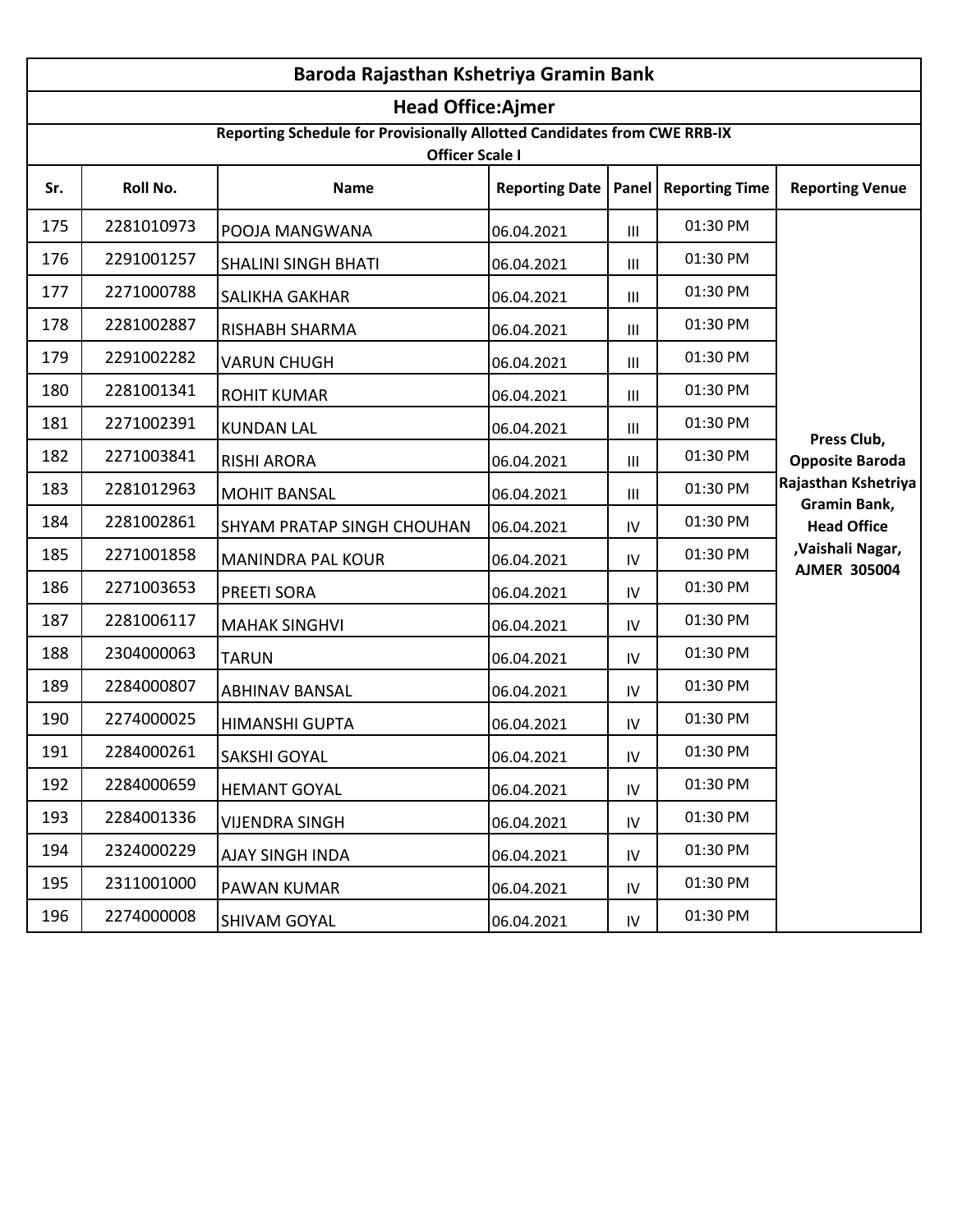# Baroda Rajasthan Kshetriya Gramin Bank

## Head Office:Ajmer

**Reporting Schedule for Provisionally Allotted Candidates from CWE RRB-IX**
**Officer Scale I**

| Sr. | Roll No. | Name | Reporting Date | Panel | Reporting Time | Reporting Venue |
|---|---|---|---|---|---|---|
| 175 | 2281010973 | POOJA MANGWANA | 06.04.2021 | III | 01:30 PM | Press Club, Opposite Baroda Rajasthan Kshetriya Gramin Bank, Head Office ,Vaishali Nagar, AJMER 305004 |
| 176 | 2291001257 | SHALINI SINGH BHATI | 06.04.2021 | III | 01:30 PM | |
| 177 | 2271000788 | SALIKHA GAKHAR | 06.04.2021 | III | 01:30 PM | |
| 178 | 2281002887 | RISHABH SHARMA | 06.04.2021 | III | 01:30 PM | |
| 179 | 2291002282 | VARUN CHUGH | 06.04.2021 | III | 01:30 PM | |
| 180 | 2281001341 | ROHIT KUMAR | 06.04.2021 | III | 01:30 PM | |
| 181 | 2271002391 | KUNDAN LAL | 06.04.2021 | III | 01:30 PM | |
| 182 | 2271003841 | RISHI ARORA | 06.04.2021 | III | 01:30 PM | |
| 183 | 2281012963 | MOHIT BANSAL | 06.04.2021 | III | 01:30 PM | |
| 184 | 2281002861 | SHYAM PRATAP SINGH CHOUHAN | 06.04.2021 | IV | 01:30 PM | |
| 185 | 2271001858 | MANINDRA PAL KOUR | 06.04.2021 | IV | 01:30 PM | |
| 186 | 2271003653 | PREETI SORA | 06.04.2021 | IV | 01:30 PM | |
| 187 | 2281006117 | MAHAK SINGHVI | 06.04.2021 | IV | 01:30 PM | |
| 188 | 2304000063 | TARUN | 06.04.2021 | IV | 01:30 PM | |
| 189 | 2284000807 | ABHINAV BANSAL | 06.04.2021 | IV | 01:30 PM | |
| 190 | 2274000025 | HIMANSHI GUPTA | 06.04.2021 | IV | 01:30 PM | |
| 191 | 2284000261 | SAKSHI GOYAL | 06.04.2021 | IV | 01:30 PM | |
| 192 | 2284000659 | HEMANT GOYAL | 06.04.2021 | IV | 01:30 PM | |
| 193 | 2284001336 | VIJENDRA SINGH | 06.04.2021 | IV | 01:30 PM | |
| 194 | 2324000229 | AJAY SINGH INDA | 06.04.2021 | IV | 01:30 PM | |
| 195 | 2311001000 | PAWAN KUMAR | 06.04.2021 | IV | 01:30 PM | |
| 196 | 2274000008 | SHIVAM GOYAL | 06.04.2021 | IV | 01:30 PM | |